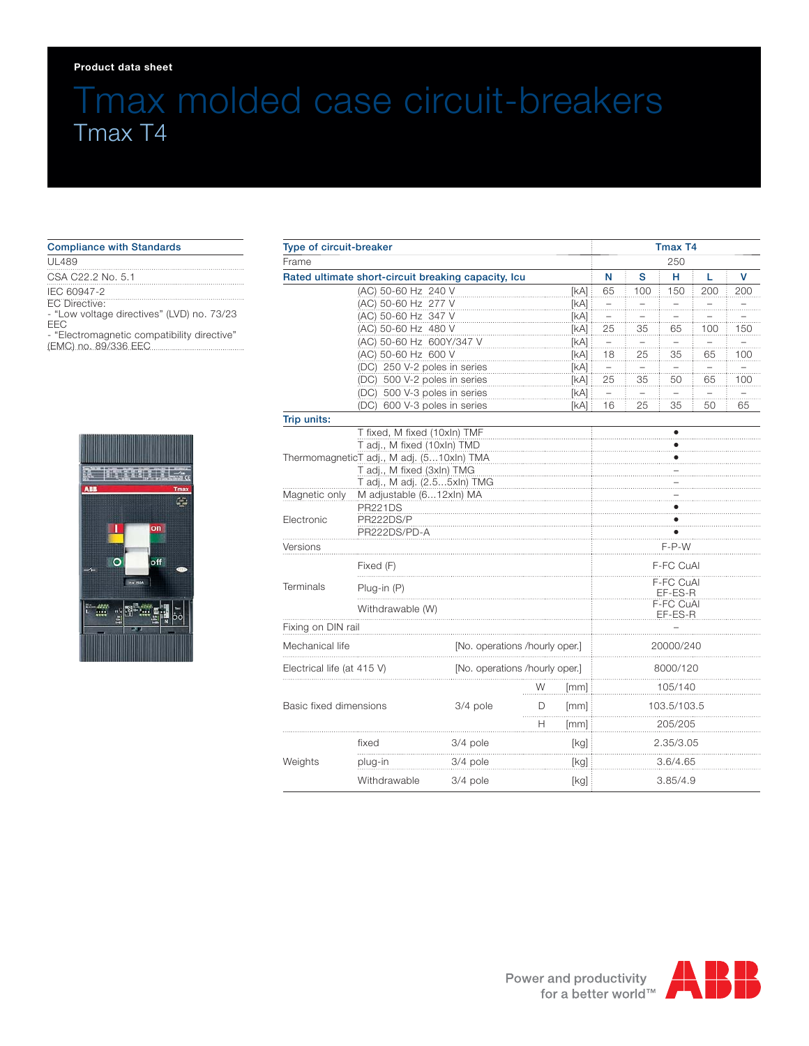**Product data sheet**

# Tmax molded case circuit-breakers

## Tmax T4

### Compliance with Standards

- UL489
- CSA C22.2 No. 5.1
- IEC 60947-2
- EC Directive:
  - "Low voltage directives" (LVD) no. 73/23 EEC
  - "Electromagnetic compatibility directive" (EMC) no. 89/336 EEC

| Type of circuit-breaker | | | Tmax T4 | | | | |
|---|---|---|---|---|---|---|---|
| Frame | | | 250 | | | | |
| **Rated ultimate short-circuit breaking capacity, Icu** | | | **N** | **S** | **H** | **L** | **V** |
| | (AC) 50-60 Hz 240 V | [kA] | 65 | 100 | 150 | 200 | 200 |
| | (AC) 50-60 Hz 277 V | [kA] | – | – | – | – | – |
| | (AC) 50-60 Hz 347 V | [kA] | – | – | – | – | – |
| | (AC) 50-60 Hz 480 V | [kA] | 25 | 35 | 65 | 100 | 150 |
| | (AC) 50-60 Hz 600Y/347 V | [kA] | – | – | – | – | – |
| | (AC) 50-60 Hz 600 V | [kA] | 18 | 25 | 35 | 65 | 100 |
| | (DC) 250 V-2 poles in series | [kA] | – | – | – | – | – |
| | (DC) 500 V-2 poles in series | [kA] | 25 | 35 | 50 | 65 | 100 |
| | (DC) 500 V-3 poles in series | [kA] | – | – | – | – | – |
| | (DC) 600 V-3 poles in series | [kA] | 16 | 25 | 35 | 50 | 65 |
| **Trip units:** | | | | | | | |
| Thermomagnetic | T fixed, M fixed (10xIn) TMF | | • | | | | |
| | T adj., M fixed (10xIn) TMD | | • | | | | |
| | T adj., M adj. (5...10xIn) TMA | | • | | | | |
| | T adj., M fixed (3xIn) TMG | | – | | | | |
| | T adj., M adj. (2.5...5xIn) TMG | | – | | | | |
| Magnetic only | M adjustable (6...12xIn) MA | | – | | | | |
| Electronic | PR221DS | | • | | | | |
| | PR222DS/P | | • | | | | |
| | PR222DS/PD-A | | • | | | | |
| Versions | | | F-P-W | | | | |
| Terminals | Fixed (F) | | F-FC CuAl | | | | |
| | Plug-in (P) | | F-FC CuAl EF-ES-R | | | | |
| | Withdrawable (W) | | F-FC CuAl EF-ES-R | | | | |
| Fixing on DIN rail | | | – | | | | |
| Mechanical life | | [No. operations /hourly oper.] | 20000/240 | | | | |
| Electrical life (at 415 V) | | [No. operations /hourly oper.] | 8000/120 | | | | |
| Basic fixed dimensions | 3/4 pole | W [mm] | 105/140 | | | | |
| | 3/4 pole | D [mm] | 103.5/103.5 | | | | |
| | 3/4 pole | H [mm] | 205/205 | | | | |
| Weights | fixed 3/4 pole | [kg] | 2.35/3.05 | | | | |
| | plug-in 3/4 pole | [kg] | 3.6/4.65 | | | | |
| | Withdrawable 3/4 pole | [kg] | 3.85/4.9 | | | | |

Power and productivity for a better world™

ABB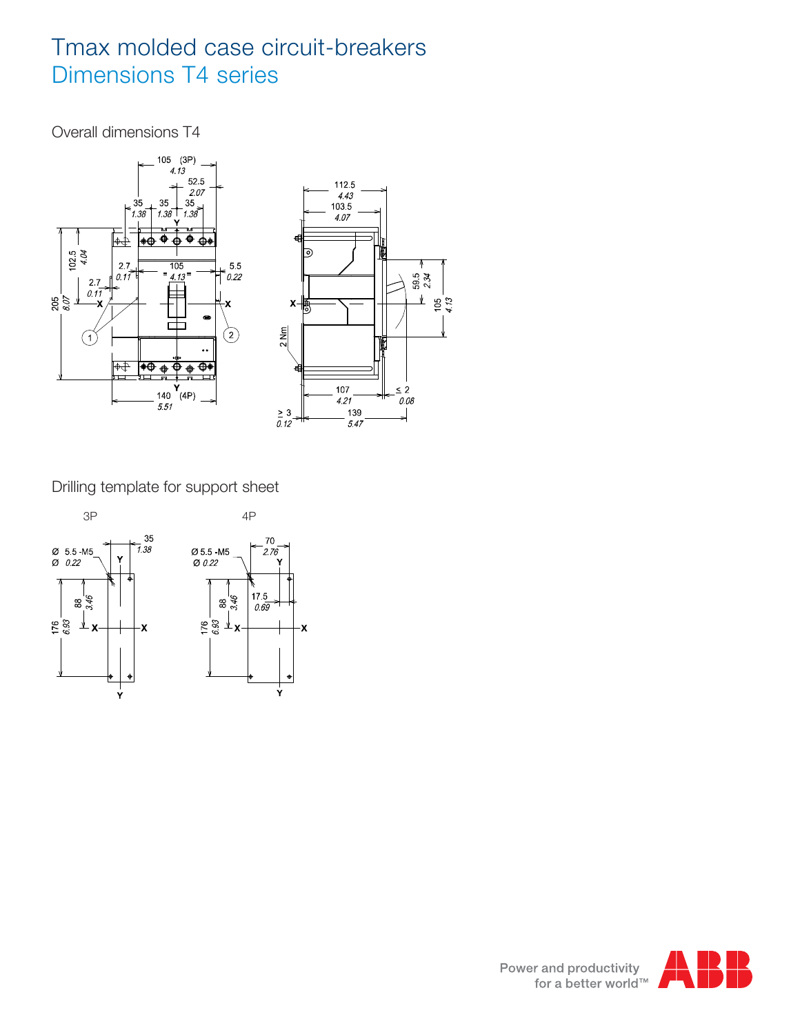# Tmax molded case circuit-breakers

## Dimensions T4 series

### Overall dimensions T4

### Drilling template for support sheet

3P

4P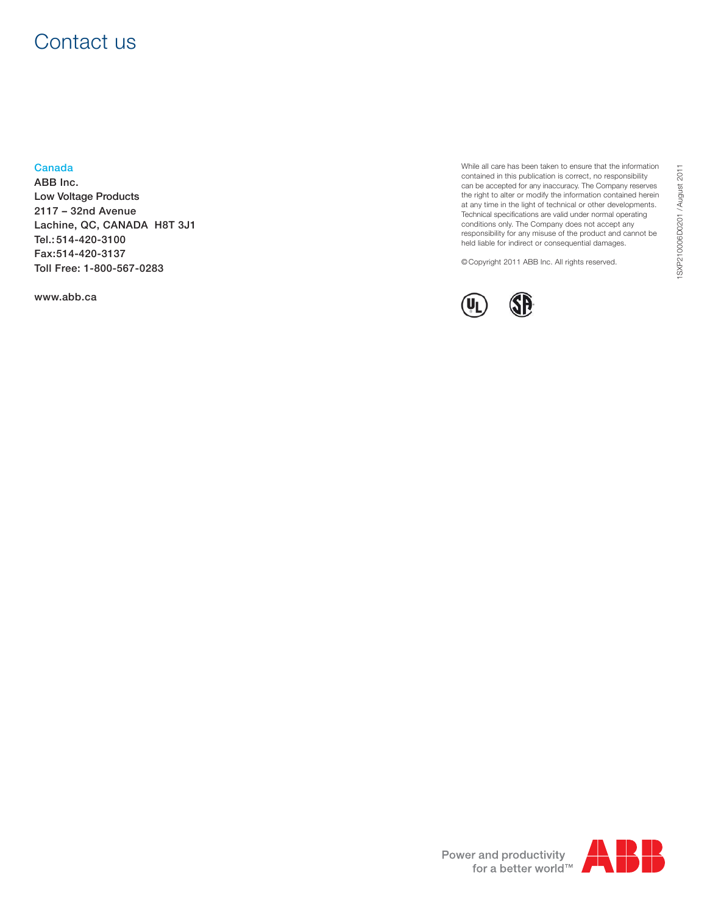# Contact us

**Canada**

ABB Inc.
Low Voltage Products
2117 – 32nd Avenue
Lachine, QC, CANADA H8T 3J1
Tel.: 514-420-3100
Fax: 514-420-3137
Toll Free: 1-800-567-0283

www.abb.ca

While all care has been taken to ensure that the information contained in this publication is correct, no responsibility can be accepted for any inaccuracy. The Company reserves the right to alter or modify the information contained herein at any time in the light of technical or other developments. Technical specifications are valid under normal operating conditions only. The Company does not accept any responsibility for any misuse of the product and cannot be held liable for indirect or consequential damages.

© Copyright 2011 ABB Inc. All rights reserved.

1SXP210006D0201 / August 2011

Power and productivity
for a better world™